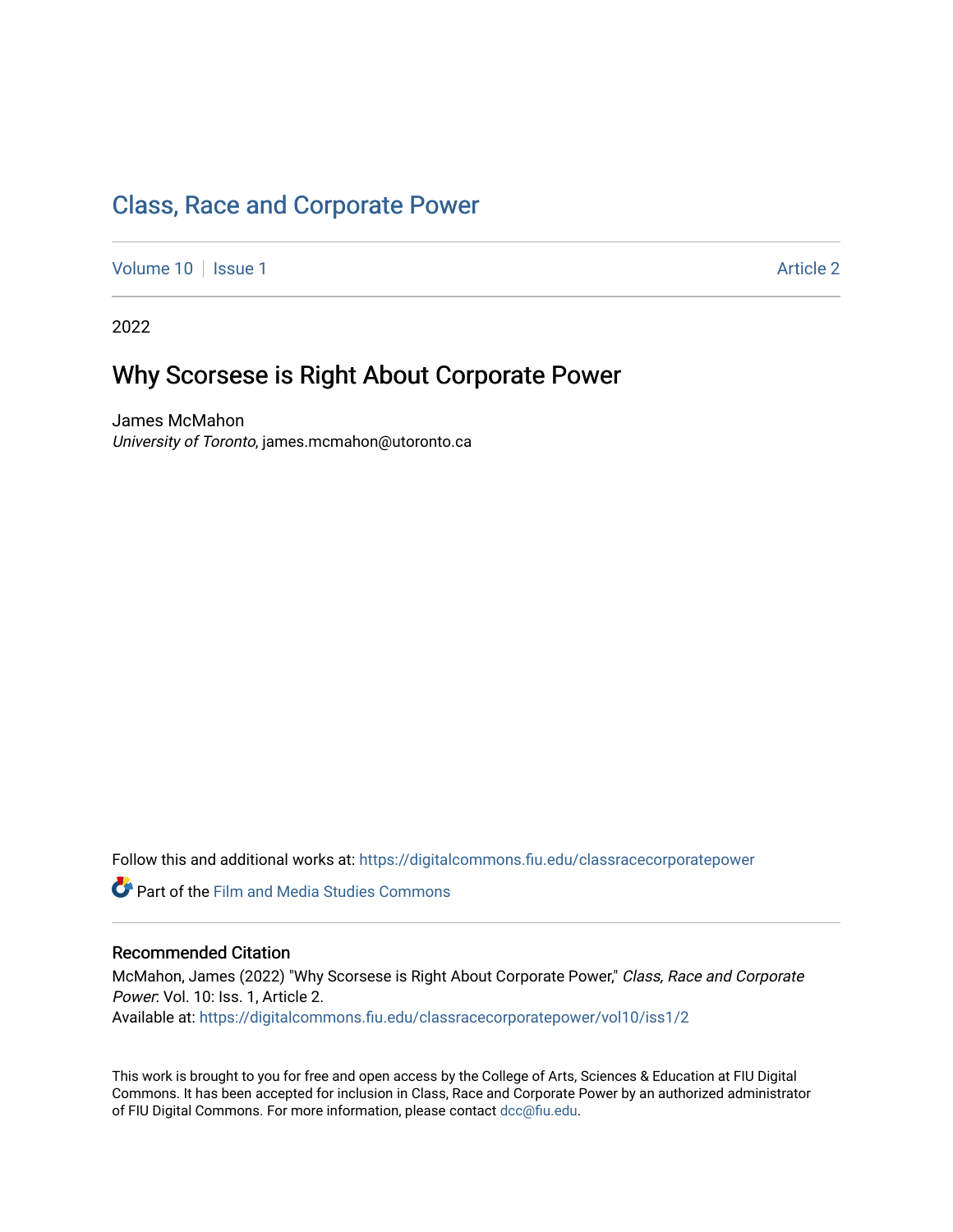# Class, Race and Corporate Power

Volume 10 | Issue 1 Article 2

2022

## Why Scorsese is Right About Corporate Power

James McMahon
*University of Toronto*, james.mcmahon@utoronto.ca

Follow this and additional works at: https://digitalcommons.fiu.edu/classracecorporatepower

Part of the Film and Media Studies Commons

### Recommended Citation

McMahon, James (2022) "Why Scorsese is Right About Corporate Power," *Class, Race and Corporate Power*: Vol. 10: Iss. 1, Article 2.
Available at: https://digitalcommons.fiu.edu/classracecorporatepower/vol10/iss1/2

This work is brought to you for free and open access by the College of Arts, Sciences & Education at FIU Digital Commons. It has been accepted for inclusion in Class, Race and Corporate Power by an authorized administrator of FIU Digital Commons. For more information, please contact dcc@fiu.edu.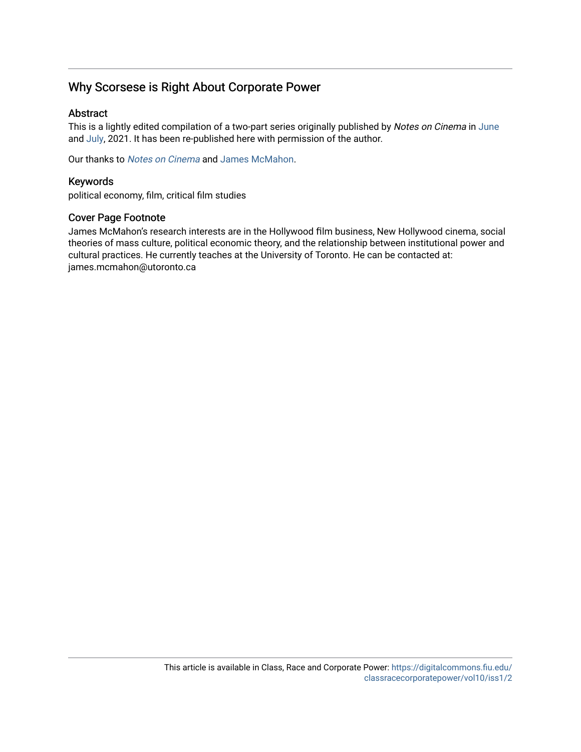# Why Scorsese is Right About Corporate Power

## Abstract

This is a lightly edited compilation of a two-part series originally published by *Notes on Cinema* in June and July, 2021. It has been re-published here with permission of the author.

Our thanks to *Notes on Cinema* and James McMahon.

## Keywords

political economy, film, critical film studies

## Cover Page Footnote

James McMahon's research interests are in the Hollywood film business, New Hollywood cinema, social theories of mass culture, political economic theory, and the relationship between institutional power and cultural practices. He currently teaches at the University of Toronto. He can be contacted at: james.mcmahon@utoronto.ca

This article is available in Class, Race and Corporate Power: https://digitalcommons.fiu.edu/classracecorporatepower/vol10/iss1/2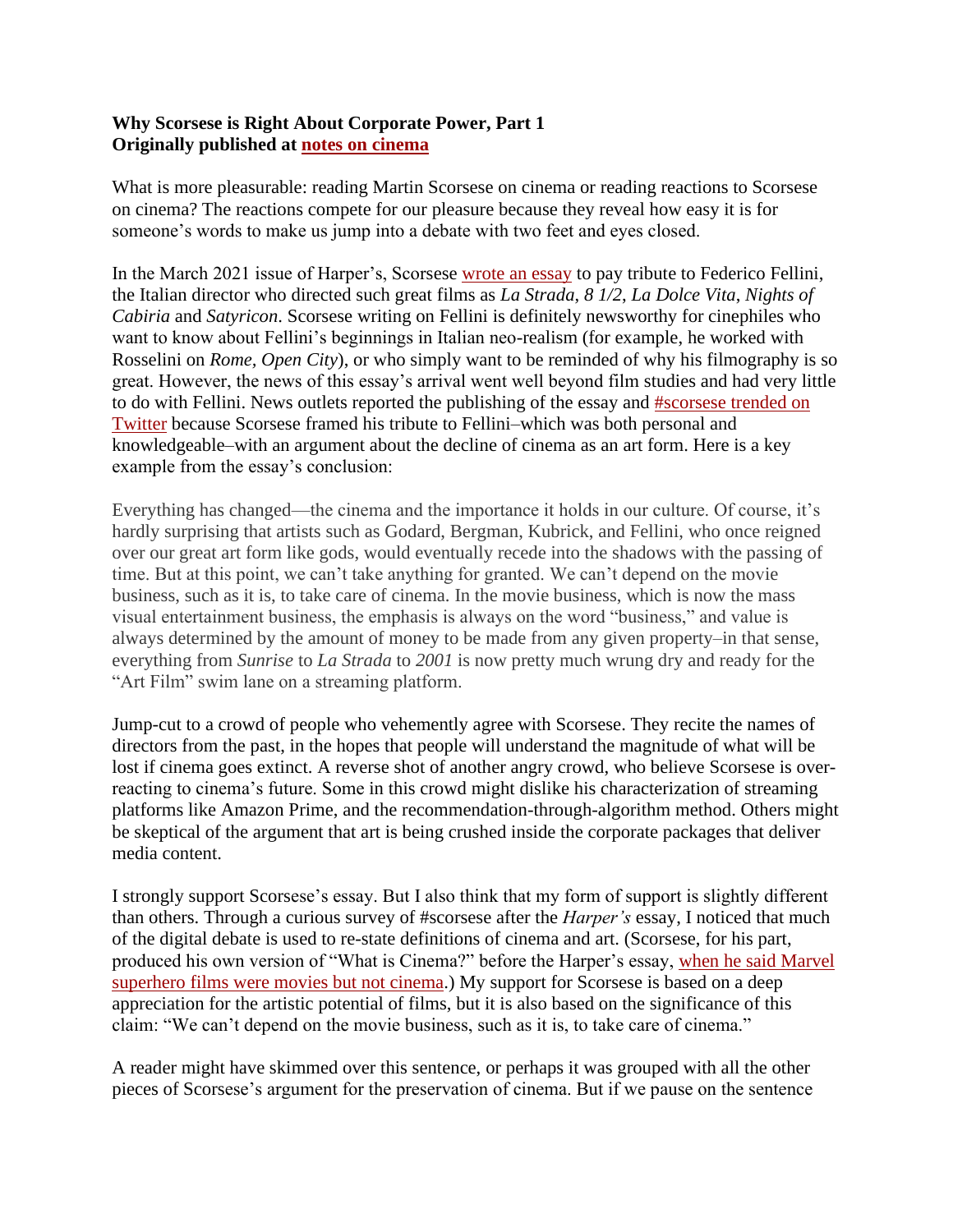**Why Scorsese is Right About Corporate Power, Part 1**
**Originally published at [notes on cinema]**

What is more pleasurable: reading Martin Scorsese on cinema or reading reactions to Scorsese on cinema? The reactions compete for our pleasure because they reveal how easy it is for someone's words to make us jump into a debate with two feet and eyes closed.

In the March 2021 issue of Harper's, Scorsese wrote an essay to pay tribute to Federico Fellini, the Italian director who directed such great films as *La Strada*, *8 1/2*, *La Dolce Vita*, *Nights of Cabiria* and *Satyricon*. Scorsese writing on Fellini is definitely newsworthy for cinephiles who want to know about Fellini's beginnings in Italian neo-realism (for example, he worked with Rosselini on *Rome, Open City*), or who simply want to be reminded of why his filmography is so great. However, the news of this essay's arrival went well beyond film studies and had very little to do with Fellini. News outlets reported the publishing of the essay and #scorsese trended on Twitter because Scorsese framed his tribute to Fellini–which was both personal and knowledgeable–with an argument about the decline of cinema as an art form. Here is a key example from the essay's conclusion:

> Everything has changed—the cinema and the importance it holds in our culture. Of course, it's hardly surprising that artists such as Godard, Bergman, Kubrick, and Fellini, who once reigned over our great art form like gods, would eventually recede into the shadows with the passing of time. But at this point, we can't take anything for granted. We can't depend on the movie business, such as it is, to take care of cinema. In the movie business, which is now the mass visual entertainment business, the emphasis is always on the word "business," and value is always determined by the amount of money to be made from any given property–in that sense, everything from *Sunrise* to *La Strada* to *2001* is now pretty much wrung dry and ready for the "Art Film" swim lane on a streaming platform.

Jump-cut to a crowd of people who vehemently agree with Scorsese. They recite the names of directors from the past, in the hopes that people will understand the magnitude of what will be lost if cinema goes extinct. A reverse shot of another angry crowd, who believe Scorsese is over-reacting to cinema's future. Some in this crowd might dislike his characterization of streaming platforms like Amazon Prime, and the recommendation-through-algorithm method. Others might be skeptical of the argument that art is being crushed inside the corporate packages that deliver media content.

I strongly support Scorsese's essay. But I also think that my form of support is slightly different than others. Through a curious survey of #scorsese after the *Harper's* essay, I noticed that much of the digital debate is used to re-state definitions of cinema and art. (Scorsese, for his part, produced his own version of "What is Cinema?" before the Harper's essay, when he said Marvel superhero films were movies but not cinema.) My support for Scorsese is based on a deep appreciation for the artistic potential of films, but it is also based on the significance of this claim: "We can't depend on the movie business, such as it is, to take care of cinema."

A reader might have skimmed over this sentence, or perhaps it was grouped with all the other pieces of Scorsese's argument for the preservation of cinema. But if we pause on the sentence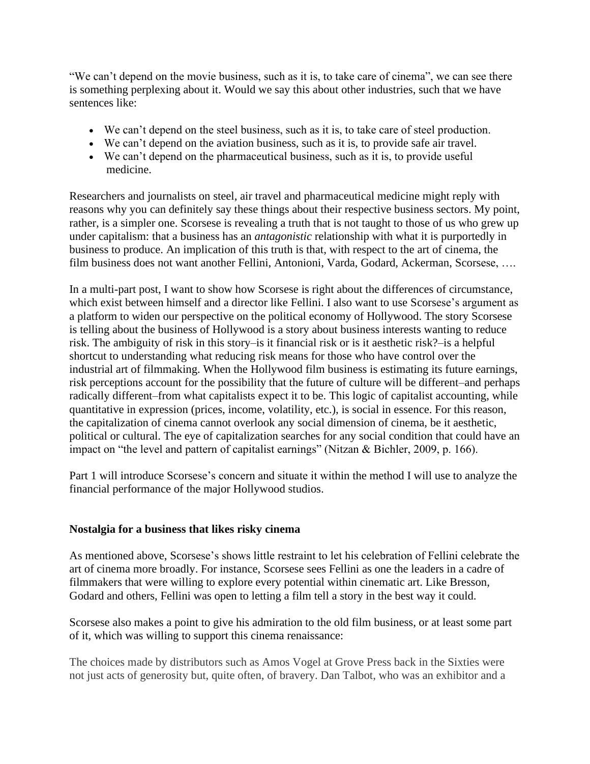"We can't depend on the movie business, such as it is, to take care of cinema", we can see there is something perplexing about it. Would we say this about other industries, such that we have sentences like:

- We can't depend on the steel business, such as it is, to take care of steel production.
- We can't depend on the aviation business, such as it is, to provide safe air travel.
- We can't depend on the pharmaceutical business, such as it is, to provide useful medicine.

Researchers and journalists on steel, air travel and pharmaceutical medicine might reply with reasons why you can definitely say these things about their respective business sectors. My point, rather, is a simpler one. Scorsese is revealing a truth that is not taught to those of us who grew up under capitalism: that a business has an *antagonistic* relationship with what it is purportedly in business to produce. An implication of this truth is that, with respect to the art of cinema, the film business does not want another Fellini, Antonioni, Varda, Godard, Ackerman, Scorsese, ….

In a multi-part post, I want to show how Scorsese is right about the differences of circumstance, which exist between himself and a director like Fellini. I also want to use Scorsese's argument as a platform to widen our perspective on the political economy of Hollywood. The story Scorsese is telling about the business of Hollywood is a story about business interests wanting to reduce risk. The ambiguity of risk in this story–is it financial risk or is it aesthetic risk?–is a helpful shortcut to understanding what reducing risk means for those who have control over the industrial art of filmmaking. When the Hollywood film business is estimating its future earnings, risk perceptions account for the possibility that the future of culture will be different–and perhaps radically different–from what capitalists expect it to be. This logic of capitalist accounting, while quantitative in expression (prices, income, volatility, etc.), is social in essence. For this reason, the capitalization of cinema cannot overlook any social dimension of cinema, be it aesthetic, political or cultural. The eye of capitalization searches for any social condition that could have an impact on "the level and pattern of capitalist earnings" (Nitzan & Bichler, 2009, p. 166).

Part 1 will introduce Scorsese's concern and situate it within the method I will use to analyze the financial performance of the major Hollywood studios.

### Nostalgia for a business that likes risky cinema

As mentioned above, Scorsese's shows little restraint to let his celebration of Fellini celebrate the art of cinema more broadly. For instance, Scorsese sees Fellini as one the leaders in a cadre of filmmakers that were willing to explore every potential within cinematic art. Like Bresson, Godard and others, Fellini was open to letting a film tell a story in the best way it could.

Scorsese also makes a point to give his admiration to the old film business, or at least some part of it, which was willing to support this cinema renaissance:

> The choices made by distributors such as Amos Vogel at Grove Press back in the Sixties were not just acts of generosity but, quite often, of bravery. Dan Talbot, who was an exhibitor and a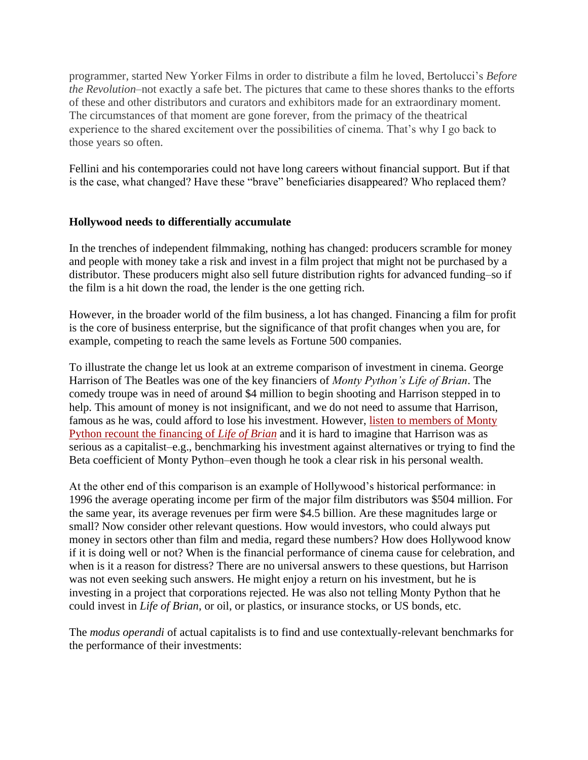programmer, started New Yorker Films in order to distribute a film he loved, Bertolucci's *Before the Revolution*–not exactly a safe bet. The pictures that came to these shores thanks to the efforts of these and other distributors and curators and exhibitors made for an extraordinary moment. The circumstances of that moment are gone forever, from the primacy of the theatrical experience to the shared excitement over the possibilities of cinema. That's why I go back to those years so often.

Fellini and his contemporaries could not have long careers without financial support. But if that is the case, what changed? Have these "brave" beneficiaries disappeared? Who replaced them?

**Hollywood needs to differentially accumulate**

In the trenches of independent filmmaking, nothing has changed: producers scramble for money and people with money take a risk and invest in a film project that might not be purchased by a distributor. These producers might also sell future distribution rights for advanced funding–so if the film is a hit down the road, the lender is the one getting rich.

However, in the broader world of the film business, a lot has changed. Financing a film for profit is the core of business enterprise, but the significance of that profit changes when you are, for example, competing to reach the same levels as Fortune 500 companies.

To illustrate the change let us look at an extreme comparison of investment in cinema. George Harrison of The Beatles was one of the key financiers of *Monty Python's Life of Brian*. The comedy troupe was in need of around $4 million to begin shooting and Harrison stepped in to help. This amount of money is not insignificant, and we do not need to assume that Harrison, famous as he was, could afford to lose his investment. However, listen to members of Monty Python recount the financing of *Life of Brian* and it is hard to imagine that Harrison was as serious as a capitalist–e.g., benchmarking his investment against alternatives or trying to find the Beta coefficient of Monty Python–even though he took a clear risk in his personal wealth.

At the other end of this comparison is an example of Hollywood's historical performance: in 1996 the average operating income per firm of the major film distributors was $504 million. For the same year, its average revenues per firm were $4.5 billion. Are these magnitudes large or small? Now consider other relevant questions. How would investors, who could always put money in sectors other than film and media, regard these numbers? How does Hollywood know if it is doing well or not? When is the financial performance of cinema cause for celebration, and when is it a reason for distress? There are no universal answers to these questions, but Harrison was not even seeking such answers. He might enjoy a return on his investment, but he is investing in a project that corporations rejected. He was also not telling Monty Python that he could invest in *Life of Brian*, or oil, or plastics, or insurance stocks, or US bonds, etc.

The *modus operandi* of actual capitalists is to find and use contextually-relevant benchmarks for the performance of their investments: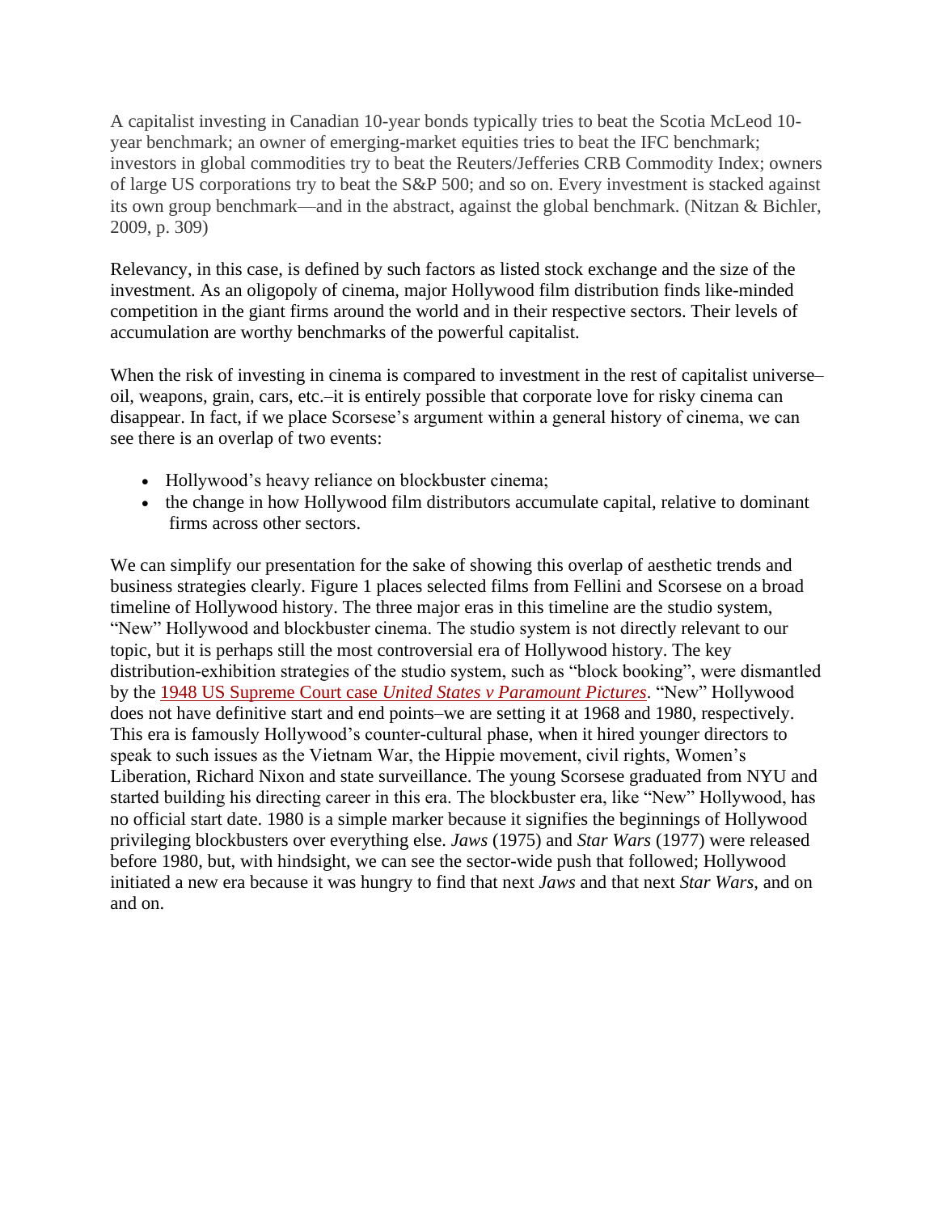> A capitalist investing in Canadian 10-year bonds typically tries to beat the Scotia McLeod 10-year benchmark; an owner of emerging-market equities tries to beat the IFC benchmark; investors in global commodities try to beat the Reuters/Jefferies CRB Commodity Index; owners of large US corporations try to beat the S&P 500; and so on. Every investment is stacked against its own group benchmark—and in the abstract, against the global benchmark. (Nitzan & Bichler, 2009, p. 309)

Relevancy, in this case, is defined by such factors as listed stock exchange and the size of the investment. As an oligopoly of cinema, major Hollywood film distribution finds like-minded competition in the giant firms around the world and in their respective sectors. Their levels of accumulation are worthy benchmarks of the powerful capitalist.

When the risk of investing in cinema is compared to investment in the rest of capitalist universe–oil, weapons, grain, cars, etc.–it is entirely possible that corporate love for risky cinema can disappear. In fact, if we place Scorsese's argument within a general history of cinema, we can see there is an overlap of two events:

- Hollywood's heavy reliance on blockbuster cinema;
- the change in how Hollywood film distributors accumulate capital, relative to dominant firms across other sectors.

We can simplify our presentation for the sake of showing this overlap of aesthetic trends and business strategies clearly. Figure 1 places selected films from Fellini and Scorsese on a broad timeline of Hollywood history. The three major eras in this timeline are the studio system, "New" Hollywood and blockbuster cinema. The studio system is not directly relevant to our topic, but it is perhaps still the most controversial era of Hollywood history. The key distribution-exhibition strategies of the studio system, such as "block booking", were dismantled by the 1948 US Supreme Court case *United States v Paramount Pictures*. "New" Hollywood does not have definitive start and end points–we are setting it at 1968 and 1980, respectively. This era is famously Hollywood's counter-cultural phase, when it hired younger directors to speak to such issues as the Vietnam War, the Hippie movement, civil rights, Women's Liberation, Richard Nixon and state surveillance. The young Scorsese graduated from NYU and started building his directing career in this era. The blockbuster era, like "New" Hollywood, has no official start date. 1980 is a simple marker because it signifies the beginnings of Hollywood privileging blockbusters over everything else. *Jaws* (1975) and *Star Wars* (1977) were released before 1980, but, with hindsight, we can see the sector-wide push that followed; Hollywood initiated a new era because it was hungry to find that next *Jaws* and that next *Star Wars*, and on and on.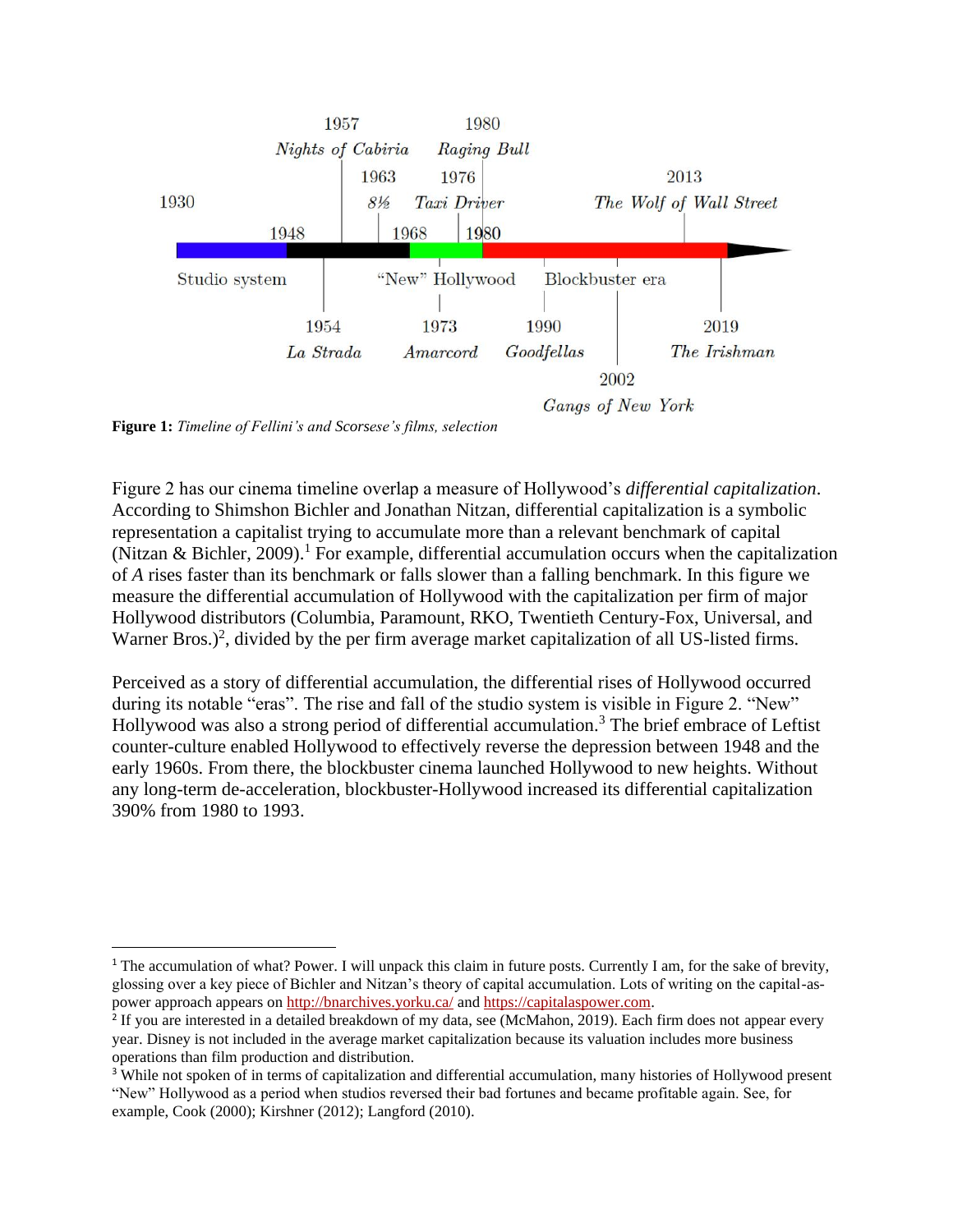**Figure 1:** *Timeline of Fellini's and Scorsese's films, selection*

Figure 2 has our cinema timeline overlap a measure of Hollywood's *differential capitalization*. According to Shimshon Bichler and Jonathan Nitzan, differential capitalization is a symbolic representation a capitalist trying to accumulate more than a relevant benchmark of capital (Nitzan & Bichler, 2009).[1] For example, differential accumulation occurs when the capitalization of *A* rises faster than its benchmark or falls slower than a falling benchmark. In this figure we measure the differential accumulation of Hollywood with the capitalization per firm of major Hollywood distributors (Columbia, Paramount, RKO, Twentieth Century-Fox, Universal, and Warner Bros.)[2], divided by the per firm average market capitalization of all US-listed firms.

Perceived as a story of differential accumulation, the differential rises of Hollywood occurred during its notable "eras". The rise and fall of the studio system is visible in Figure 2. "New" Hollywood was also a strong period of differential accumulation.[3] The brief embrace of Leftist counter-culture enabled Hollywood to effectively reverse the depression between 1948 and the early 1960s. From there, the blockbuster cinema launched Hollywood to new heights. Without any long-term de-acceleration, blockbuster-Hollywood increased its differential capitalization 390% from 1980 to 1993.

---

[1] The accumulation of what? Power. I will unpack this claim in future posts. Currently I am, for the sake of brevity, glossing over a key piece of Bichler and Nitzan's theory of capital accumulation. Lots of writing on the capital-as-power approach appears on http://bnarchives.yorku.ca/ and https://capitalaspower.com.

[2] If you are interested in a detailed breakdown of my data, see (McMahon, 2019). Each firm does not appear every year. Disney is not included in the average market capitalization because its valuation includes more business operations than film production and distribution.

[3] While not spoken of in terms of capitalization and differential accumulation, many histories of Hollywood present "New" Hollywood as a period when studios reversed their bad fortunes and became profitable again. See, for example, Cook (2000); Kirshner (2012); Langford (2010).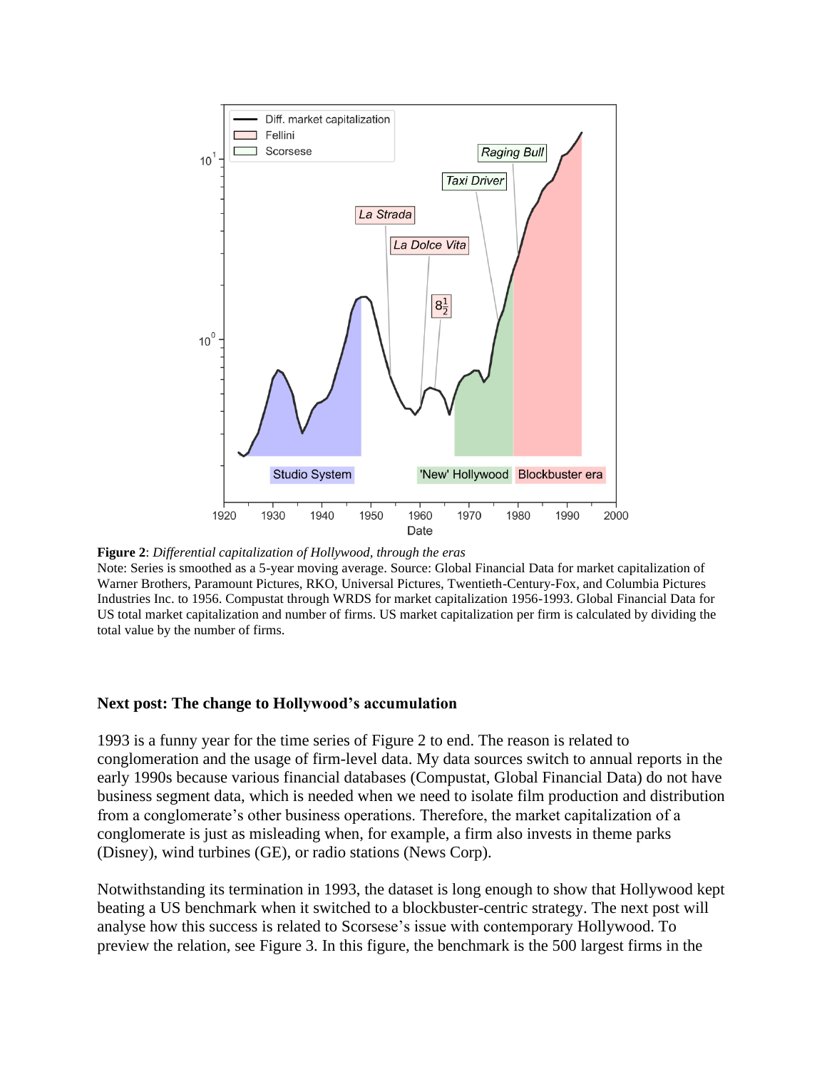**Figure 2**: *Differential capitalization of Hollywood, through the eras*
Note: Series is smoothed as a 5-year moving average. Source: Global Financial Data for market capitalization of Warner Brothers, Paramount Pictures, RKO, Universal Pictures, Twentieth-Century-Fox, and Columbia Pictures Industries Inc. to 1956. Compustat through WRDS for market capitalization 1956-1993. Global Financial Data for US total market capitalization and number of firms. US market capitalization per firm is calculated by dividing the total value by the number of firms.

### Next post: The change to Hollywood's accumulation

1993 is a funny year for the time series of Figure 2 to end. The reason is related to conglomeration and the usage of firm-level data. My data sources switch to annual reports in the early 1990s because various financial databases (Compustat, Global Financial Data) do not have business segment data, which is needed when we need to isolate film production and distribution from a conglomerate's other business operations. Therefore, the market capitalization of a conglomerate is just as misleading when, for example, a firm also invests in theme parks (Disney), wind turbines (GE), or radio stations (News Corp).

Notwithstanding its termination in 1993, the dataset is long enough to show that Hollywood kept beating a US benchmark when it switched to a blockbuster-centric strategy. The next post will analyse how this success is related to Scorsese's issue with contemporary Hollywood. To preview the relation, see Figure 3. In this figure, the benchmark is the 500 largest firms in the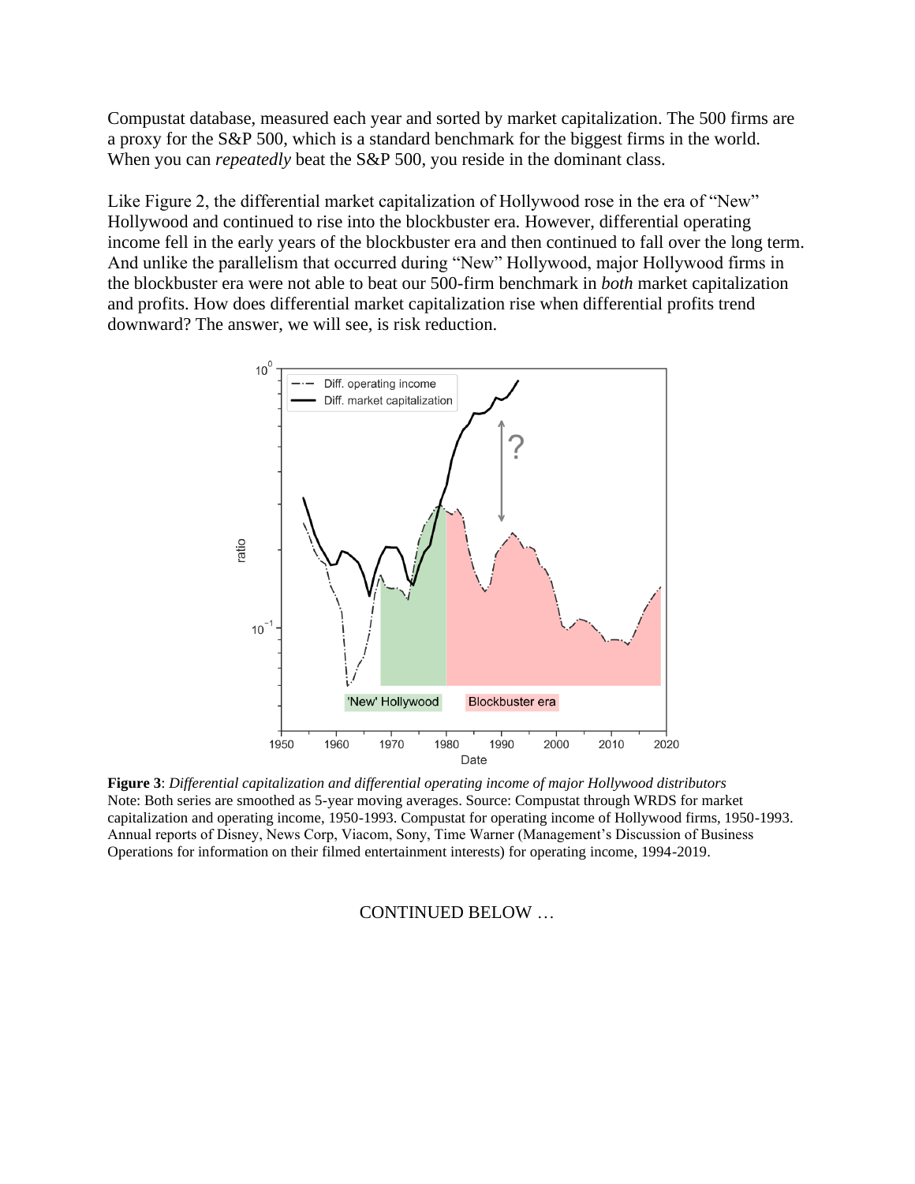Compustat database, measured each year and sorted by market capitalization. The 500 firms are a proxy for the S&P 500, which is a standard benchmark for the biggest firms in the world. When you can *repeatedly* beat the S&P 500, you reside in the dominant class.

Like Figure 2, the differential market capitalization of Hollywood rose in the era of "New" Hollywood and continued to rise into the blockbuster era. However, differential operating income fell in the early years of the blockbuster era and then continued to fall over the long term. And unlike the parallelism that occurred during "New" Hollywood, major Hollywood firms in the blockbuster era were not able to beat our 500-firm benchmark in *both* market capitalization and profits. How does differential market capitalization rise when differential profits trend downward? The answer, we will see, is risk reduction.

**Figure 3**: *Differential capitalization and differential operating income of major Hollywood distributors*
Note: Both series are smoothed as 5-year moving averages. Source: Compustat through WRDS for market capitalization and operating income, 1950-1993. Compustat for operating income of Hollywood firms, 1950-1993. Annual reports of Disney, News Corp, Viacom, Sony, Time Warner (Management's Discussion of Business Operations for information on their filmed entertainment interests) for operating income, 1994-2019.

CONTINUED BELOW …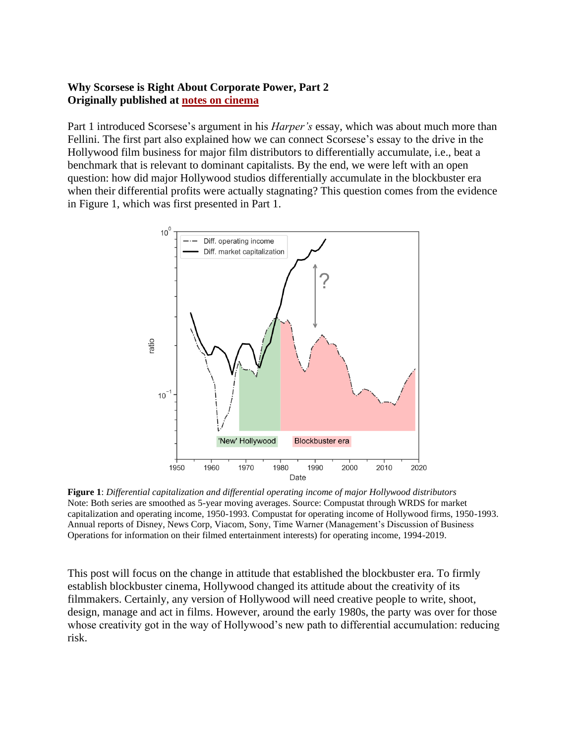**Why Scorsese is Right About Corporate Power, Part 2**
**Originally published at notes on cinema**

Part 1 introduced Scorsese's argument in his *Harper's* essay, which was about much more than Fellini. The first part also explained how we can connect Scorsese's essay to the drive in the Hollywood film business for major film distributors to differentially accumulate, i.e., beat a benchmark that is relevant to dominant capitalists. By the end, we were left with an open question: how did major Hollywood studios differentially accumulate in the blockbuster era when their differential profits were actually stagnating? This question comes from the evidence in Figure 1, which was first presented in Part 1.

**Figure 1**: *Differential capitalization and differential operating income of major Hollywood distributors*
Note: Both series are smoothed as 5-year moving averages. Source: Compustat through WRDS for market capitalization and operating income, 1950-1993. Compustat for operating income of Hollywood firms, 1950-1993. Annual reports of Disney, News Corp, Viacom, Sony, Time Warner (Management's Discussion of Business Operations for information on their filmed entertainment interests) for operating income, 1994-2019.

This post will focus on the change in attitude that established the blockbuster era. To firmly establish blockbuster cinema, Hollywood changed its attitude about the creativity of its filmmakers. Certainly, any version of Hollywood will need creative people to write, shoot, design, manage and act in films. However, around the early 1980s, the party was over for those whose creativity got in the way of Hollywood's new path to differential accumulation: reducing risk.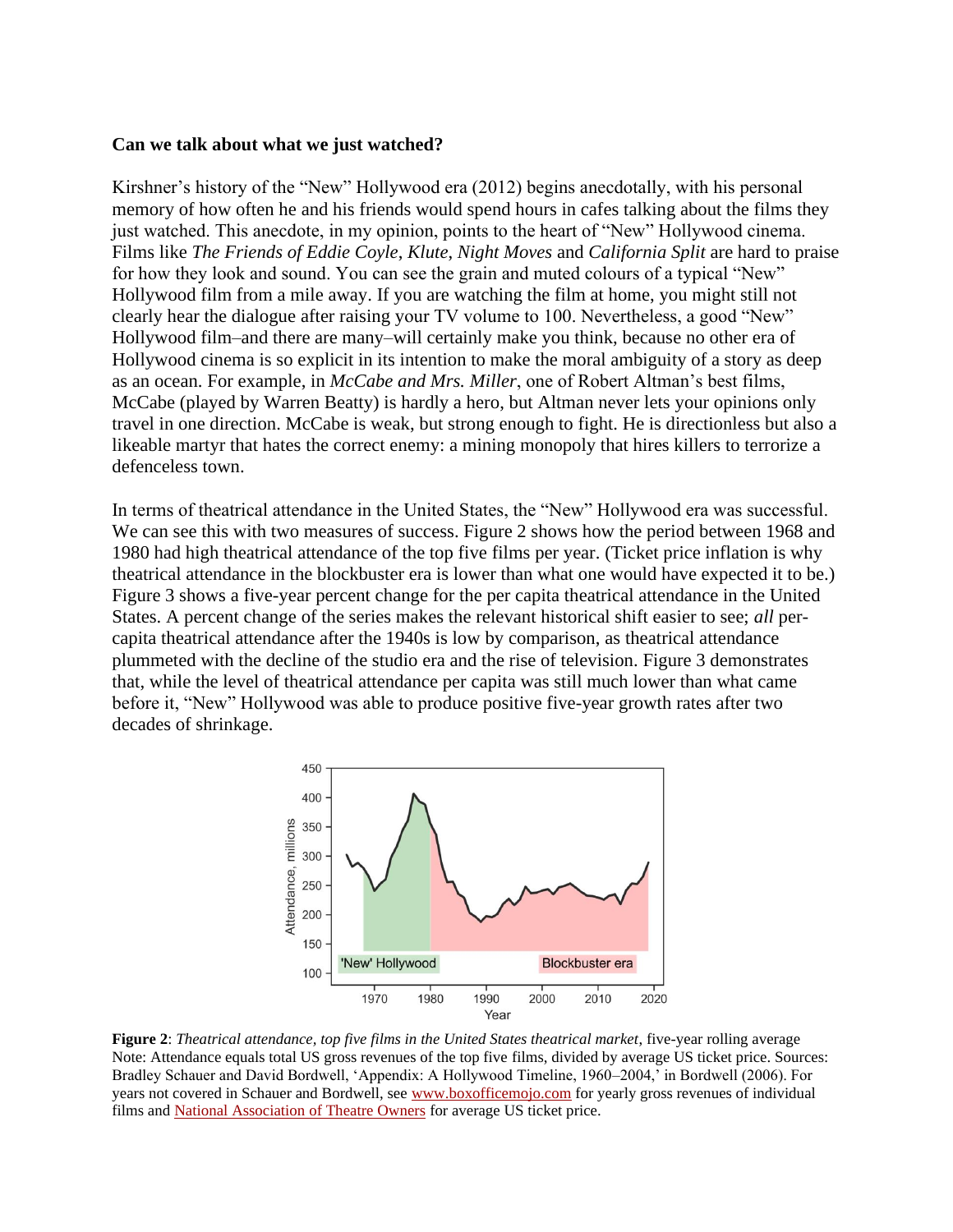**Can we talk about what we just watched?**

Kirshner's history of the "New" Hollywood era (2012) begins anecdotally, with his personal memory of how often he and his friends would spend hours in cafes talking about the films they just watched. This anecdote, in my opinion, points to the heart of "New" Hollywood cinema. Films like *The Friends of Eddie Coyle*, *Klute*, *Night Moves* and *California Split* are hard to praise for how they look and sound. You can see the grain and muted colours of a typical "New" Hollywood film from a mile away. If you are watching the film at home, you might still not clearly hear the dialogue after raising your TV volume to 100. Nevertheless, a good "New" Hollywood film–and there are many–will certainly make you think, because no other era of Hollywood cinema is so explicit in its intention to make the moral ambiguity of a story as deep as an ocean. For example, in *McCabe and Mrs. Miller*, one of Robert Altman's best films, McCabe (played by Warren Beatty) is hardly a hero, but Altman never lets your opinions only travel in one direction. McCabe is weak, but strong enough to fight. He is directionless but also a likeable martyr that hates the correct enemy: a mining monopoly that hires killers to terrorize a defenceless town.

In terms of theatrical attendance in the United States, the "New" Hollywood era was successful. We can see this with two measures of success. Figure 2 shows how the period between 1968 and 1980 had high theatrical attendance of the top five films per year. (Ticket price inflation is why theatrical attendance in the blockbuster era is lower than what one would have expected it to be.) Figure 3 shows a five-year percent change for the per capita theatrical attendance in the United States. A percent change of the series makes the relevant historical shift easier to see; *all* per-capita theatrical attendance after the 1940s is low by comparison, as theatrical attendance plummeted with the decline of the studio era and the rise of television. Figure 3 demonstrates that, while the level of theatrical attendance per capita was still much lower than what came before it, "New" Hollywood was able to produce positive five-year growth rates after two decades of shrinkage.

**Figure 2**: *Theatrical attendance, top five films in the United States theatrical market*, five-year rolling average
Note: Attendance equals total US gross revenues of the top five films, divided by average US ticket price. Sources: Bradley Schauer and David Bordwell, 'Appendix: A Hollywood Timeline, 1960–2004,' in Bordwell (2006). For years not covered in Schauer and Bordwell, see www.boxofficemojo.com for yearly gross revenues of individual films and National Association of Theatre Owners for average US ticket price.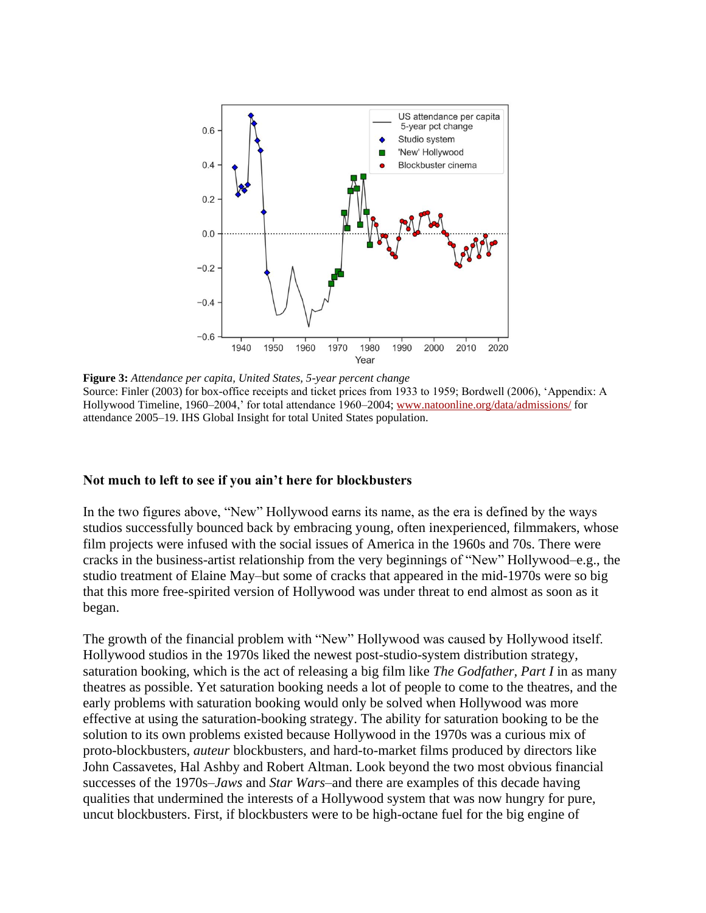**Figure 3:** *Attendance per capita, United States, 5-year percent change*
Source: Finler (2003) for box-office receipts and ticket prices from 1933 to 1959; Bordwell (2006), 'Appendix: A Hollywood Timeline, 1960–2004,' for total attendance 1960–2004; www.natoonline.org/data/admissions/ for attendance 2005–19. IHS Global Insight for total United States population.

### Not much to left to see if you ain't here for blockbusters

In the two figures above, "New" Hollywood earns its name, as the era is defined by the ways studios successfully bounced back by embracing young, often inexperienced, filmmakers, whose film projects were infused with the social issues of America in the 1960s and 70s. There were cracks in the business-artist relationship from the very beginnings of "New" Hollywood–e.g., the studio treatment of Elaine May–but some of cracks that appeared in the mid-1970s were so big that this more free-spirited version of Hollywood was under threat to end almost as soon as it began.

The growth of the financial problem with "New" Hollywood was caused by Hollywood itself. Hollywood studios in the 1970s liked the newest post-studio-system distribution strategy, saturation booking, which is the act of releasing a big film like *The Godfather, Part I* in as many theatres as possible. Yet saturation booking needs a lot of people to come to the theatres, and the early problems with saturation booking would only be solved when Hollywood was more effective at using the saturation-booking strategy. The ability for saturation booking to be the solution to its own problems existed because Hollywood in the 1970s was a curious mix of proto-blockbusters, *auteur* blockbusters, and hard-to-market films produced by directors like John Cassavetes, Hal Ashby and Robert Altman. Look beyond the two most obvious financial successes of the 1970s–*Jaws* and *Star Wars*–and there are examples of this decade having qualities that undermined the interests of a Hollywood system that was now hungry for pure, uncut blockbusters. First, if blockbusters were to be high-octane fuel for the big engine of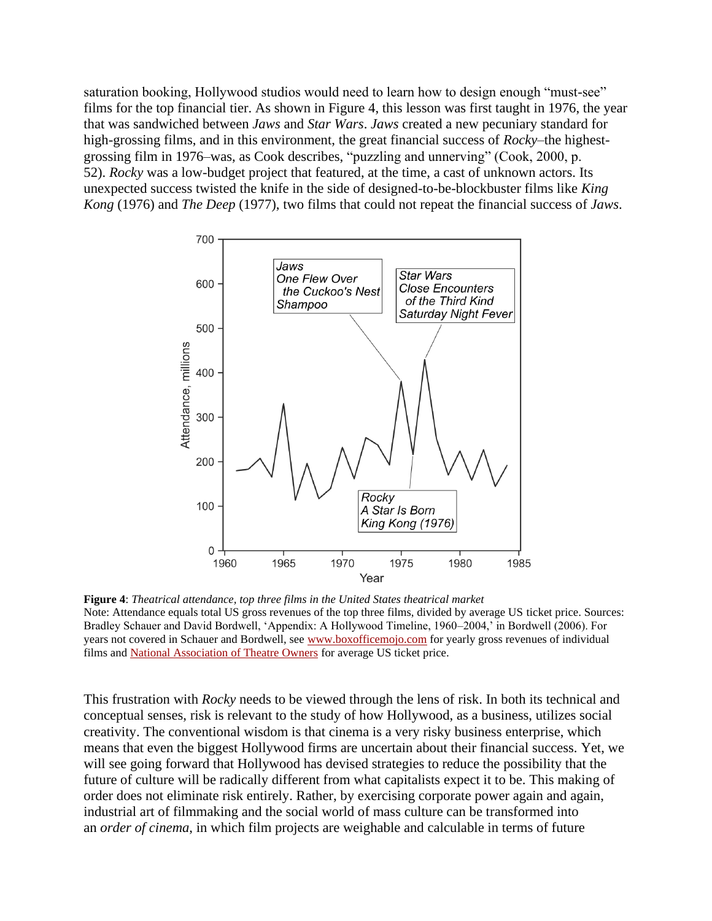saturation booking, Hollywood studios would need to learn how to design enough "must-see" films for the top financial tier. As shown in Figure 4, this lesson was first taught in 1976, the year that was sandwiched between *Jaws* and *Star Wars*. *Jaws* created a new pecuniary standard for high-grossing films, and in this environment, the great financial success of *Rocky*–the highest-grossing film in 1976–was, as Cook describes, "puzzling and unnerving" (Cook, 2000, p. 52). *Rocky* was a low-budget project that featured, at the time, a cast of unknown actors. Its unexpected success twisted the knife in the side of designed-to-be-blockbuster films like *King Kong* (1976) and *The Deep* (1977), two films that could not repeat the financial success of *Jaws*.

**Figure 4**: *Theatrical attendance, top three films in the United States theatrical market*
Note: Attendance equals total US gross revenues of the top three films, divided by average US ticket price. Sources: Bradley Schauer and David Bordwell, 'Appendix: A Hollywood Timeline, 1960–2004,' in Bordwell (2006). For years not covered in Schauer and Bordwell, see www.boxofficemojo.com for yearly gross revenues of individual films and National Association of Theatre Owners for average US ticket price.

This frustration with *Rocky* needs to be viewed through the lens of risk. In both its technical and conceptual senses, risk is relevant to the study of how Hollywood, as a business, utilizes social creativity. The conventional wisdom is that cinema is a very risky business enterprise, which means that even the biggest Hollywood firms are uncertain about their financial success. Yet, we will see going forward that Hollywood has devised strategies to reduce the possibility that the future of culture will be radically different from what capitalists expect it to be. This making of order does not eliminate risk entirely. Rather, by exercising corporate power again and again, industrial art of filmmaking and the social world of mass culture can be transformed into an *order of cinema*, in which film projects are weighable and calculable in terms of future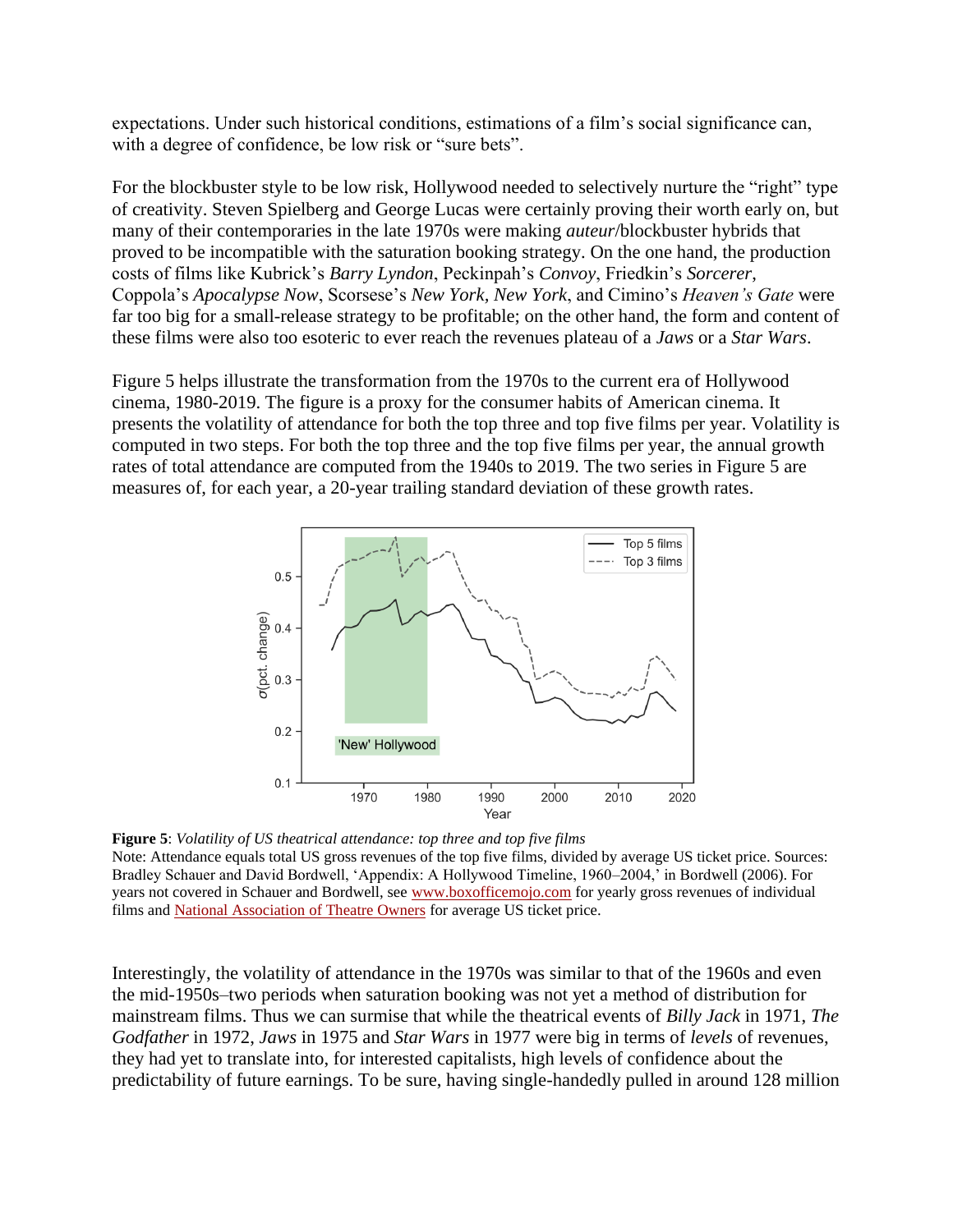expectations. Under such historical conditions, estimations of a film's social significance can, with a degree of confidence, be low risk or "sure bets".

For the blockbuster style to be low risk, Hollywood needed to selectively nurture the "right" type of creativity. Steven Spielberg and George Lucas were certainly proving their worth early on, but many of their contemporaries in the late 1970s were making *auteur*/blockbuster hybrids that proved to be incompatible with the saturation booking strategy. On the one hand, the production costs of films like Kubrick's *Barry Lyndon*, Peckinpah's *Convoy*, Friedkin's *Sorcerer*, Coppola's *Apocalypse Now*, Scorsese's *New York, New York*, and Cimino's *Heaven's Gate* were far too big for a small-release strategy to be profitable; on the other hand, the form and content of these films were also too esoteric to ever reach the revenues plateau of a *Jaws* or a *Star Wars*.

Figure 5 helps illustrate the transformation from the 1970s to the current era of Hollywood cinema, 1980-2019. The figure is a proxy for the consumer habits of American cinema. It presents the volatility of attendance for both the top three and top five films per year. Volatility is computed in two steps. For both the top three and the top five films per year, the annual growth rates of total attendance are computed from the 1940s to 2019. The two series in Figure 5 are measures of, for each year, a 20-year trailing standard deviation of these growth rates.

**Figure 5**: *Volatility of US theatrical attendance: top three and top five films*
Note: Attendance equals total US gross revenues of the top five films, divided by average US ticket price. Sources: Bradley Schauer and David Bordwell, 'Appendix: A Hollywood Timeline, 1960–2004,' in Bordwell (2006). For years not covered in Schauer and Bordwell, see www.boxofficemojo.com for yearly gross revenues of individual films and National Association of Theatre Owners for average US ticket price.

Interestingly, the volatility of attendance in the 1970s was similar to that of the 1960s and even the mid-1950s–two periods when saturation booking was not yet a method of distribution for mainstream films. Thus we can surmise that while the theatrical events of *Billy Jack* in 1971, *The Godfather* in 1972, *Jaws* in 1975 and *Star Wars* in 1977 were big in terms of *levels* of revenues, they had yet to translate into, for interested capitalists, high levels of confidence about the predictability of future earnings. To be sure, having single-handedly pulled in around 128 million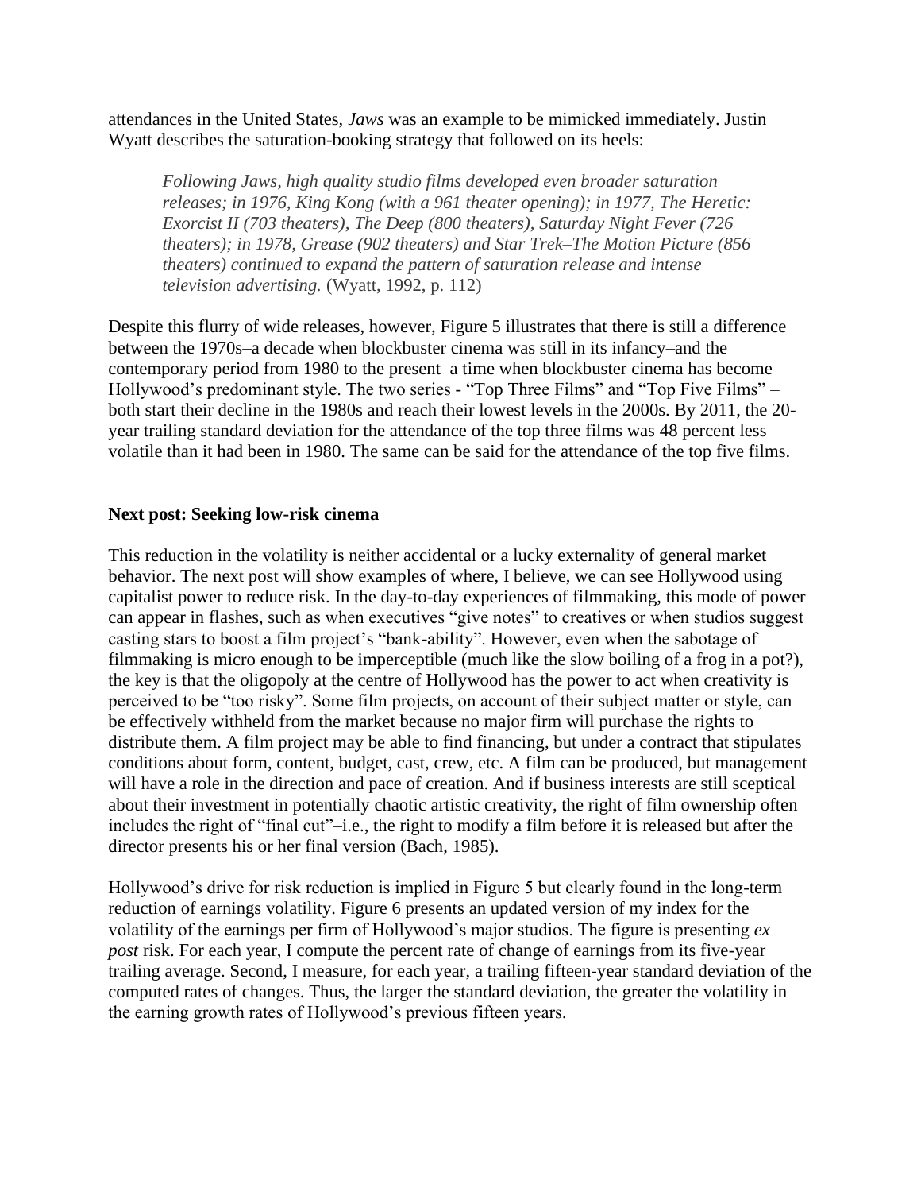attendances in the United States, *Jaws* was an example to be mimicked immediately. Justin Wyatt describes the saturation-booking strategy that followed on its heels:

> *Following Jaws, high quality studio films developed even broader saturation releases; in 1976, King Kong (with a 961 theater opening); in 1977, The Heretic: Exorcist II (703 theaters), The Deep (800 theaters), Saturday Night Fever (726 theaters); in 1978, Grease (902 theaters) and Star Trek–The Motion Picture (856 theaters) continued to expand the pattern of saturation release and intense television advertising.* (Wyatt, 1992, p. 112)

Despite this flurry of wide releases, however, Figure 5 illustrates that there is still a difference between the 1970s–a decade when blockbuster cinema was still in its infancy–and the contemporary period from 1980 to the present–a time when blockbuster cinema has become Hollywood's predominant style. The two series - "Top Three Films" and "Top Five Films" – both start their decline in the 1980s and reach their lowest levels in the 2000s. By 2011, the 20-year trailing standard deviation for the attendance of the top three films was 48 percent less volatile than it had been in 1980. The same can be said for the attendance of the top five films.

**Next post: Seeking low-risk cinema**

This reduction in the volatility is neither accidental or a lucky externality of general market behavior. The next post will show examples of where, I believe, we can see Hollywood using capitalist power to reduce risk. In the day-to-day experiences of filmmaking, this mode of power can appear in flashes, such as when executives "give notes" to creatives or when studios suggest casting stars to boost a film project's "bank-ability". However, even when the sabotage of filmmaking is micro enough to be imperceptible (much like the slow boiling of a frog in a pot?), the key is that the oligopoly at the centre of Hollywood has the power to act when creativity is perceived to be "too risky". Some film projects, on account of their subject matter or style, can be effectively withheld from the market because no major firm will purchase the rights to distribute them. A film project may be able to find financing, but under a contract that stipulates conditions about form, content, budget, cast, crew, etc. A film can be produced, but management will have a role in the direction and pace of creation. And if business interests are still sceptical about their investment in potentially chaotic artistic creativity, the right of film ownership often includes the right of "final cut"–i.e., the right to modify a film before it is released but after the director presents his or her final version (Bach, 1985).

Hollywood's drive for risk reduction is implied in Figure 5 but clearly found in the long-term reduction of earnings volatility. Figure 6 presents an updated version of my index for the volatility of the earnings per firm of Hollywood's major studios. The figure is presenting *ex post* risk. For each year, I compute the percent rate of change of earnings from its five-year trailing average. Second, I measure, for each year, a trailing fifteen-year standard deviation of the computed rates of changes. Thus, the larger the standard deviation, the greater the volatility in the earning growth rates of Hollywood's previous fifteen years.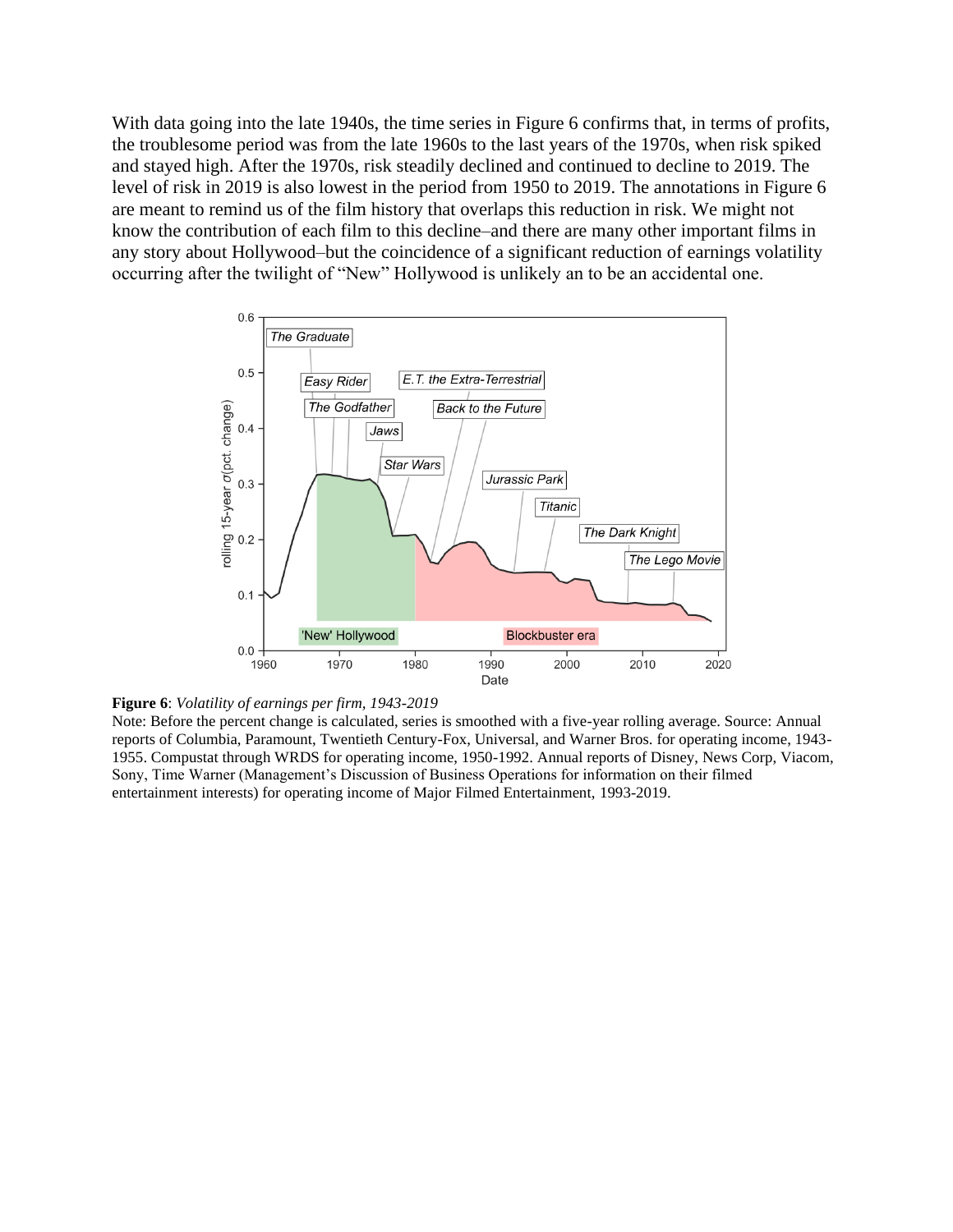With data going into the late 1940s, the time series in Figure 6 confirms that, in terms of profits, the troublesome period was from the late 1960s to the last years of the 1970s, when risk spiked and stayed high. After the 1970s, risk steadily declined and continued to decline to 2019. The level of risk in 2019 is also lowest in the period from 1950 to 2019. The annotations in Figure 6 are meant to remind us of the film history that overlaps this reduction in risk. We might not know the contribution of each film to this decline–and there are many other important films in any story about Hollywood–but the coincidence of a significant reduction of earnings volatility occurring after the twilight of "New" Hollywood is unlikely an to be an accidental one.

**Figure 6**: *Volatility of earnings per firm, 1943-2019*

Note: Before the percent change is calculated, series is smoothed with a five-year rolling average. Source: Annual reports of Columbia, Paramount, Twentieth Century-Fox, Universal, and Warner Bros. for operating income, 1943-1955. Compustat through WRDS for operating income, 1950-1992. Annual reports of Disney, News Corp, Viacom, Sony, Time Warner (Management's Discussion of Business Operations for information on their filmed entertainment interests) for operating income of Major Filmed Entertainment, 1993-2019.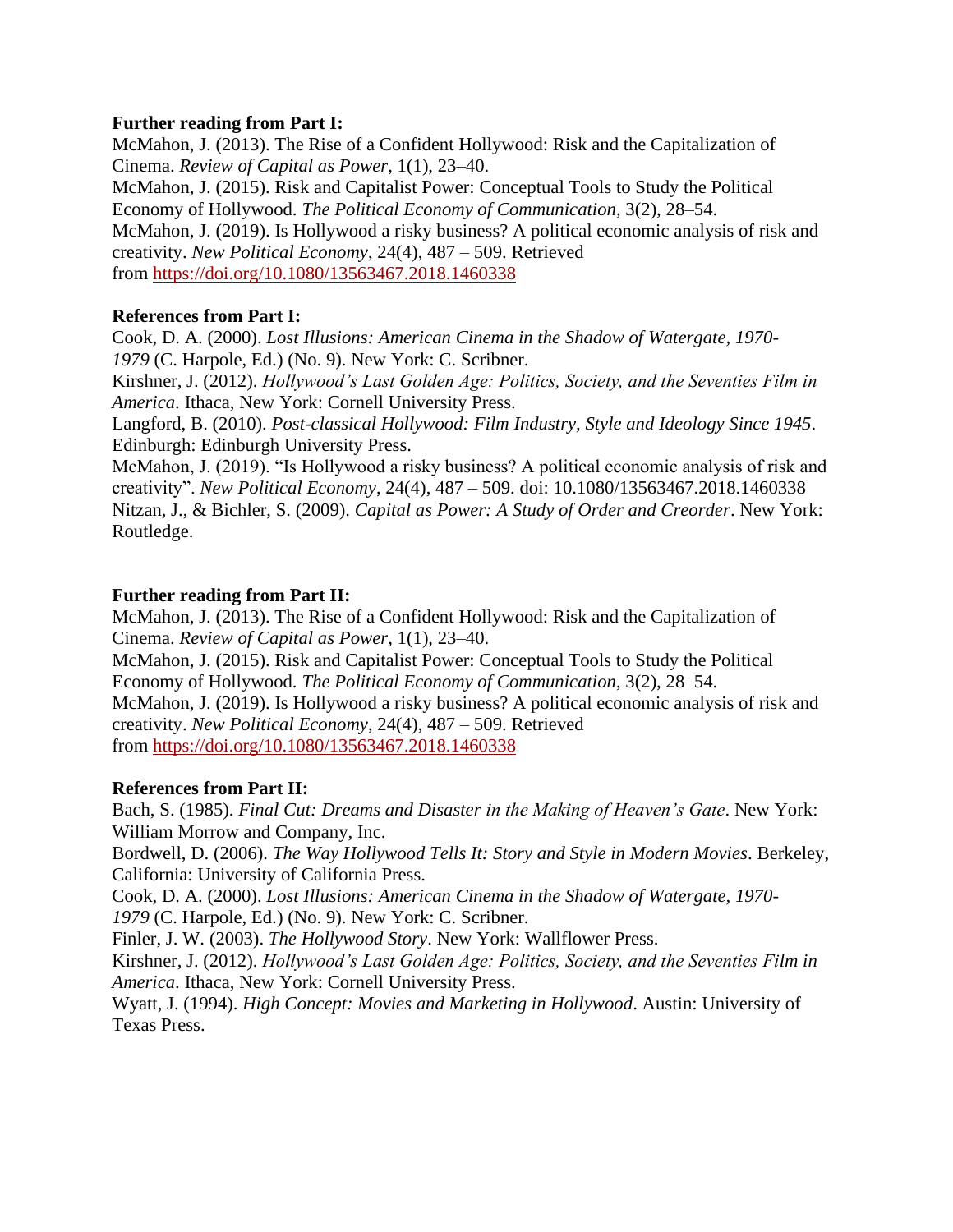**Further reading from Part I:**

McMahon, J. (2013). The Rise of a Confident Hollywood: Risk and the Capitalization of Cinema. *Review of Capital as Power*, 1(1), 23–40.

McMahon, J. (2015). Risk and Capitalist Power: Conceptual Tools to Study the Political Economy of Hollywood. *The Political Economy of Communication*, 3(2), 28–54.

McMahon, J. (2019). Is Hollywood a risky business? A political economic analysis of risk and creativity. *New Political Economy*, 24(4), 487 – 509. Retrieved from https://doi.org/10.1080/13563467.2018.1460338

**References from Part I:**

Cook, D. A. (2000). *Lost Illusions: American Cinema in the Shadow of Watergate, 1970-1979* (C. Harpole, Ed.) (No. 9). New York: C. Scribner.

Kirshner, J. (2012). *Hollywood's Last Golden Age: Politics, Society, and the Seventies Film in America*. Ithaca, New York: Cornell University Press.

Langford, B. (2010). *Post-classical Hollywood: Film Industry, Style and Ideology Since 1945*. Edinburgh: Edinburgh University Press.

McMahon, J. (2019). "Is Hollywood a risky business? A political economic analysis of risk and creativity". *New Political Economy*, 24(4), 487 – 509. doi: 10.1080/13563467.2018.1460338

Nitzan, J., & Bichler, S. (2009). *Capital as Power: A Study of Order and Creorder*. New York: Routledge.

**Further reading from Part II:**

McMahon, J. (2013). The Rise of a Confident Hollywood: Risk and the Capitalization of Cinema. *Review of Capital as Power*, 1(1), 23–40.

McMahon, J. (2015). Risk and Capitalist Power: Conceptual Tools to Study the Political Economy of Hollywood. *The Political Economy of Communication*, 3(2), 28–54.

McMahon, J. (2019). Is Hollywood a risky business? A political economic analysis of risk and creativity. *New Political Economy*, 24(4), 487 – 509. Retrieved from https://doi.org/10.1080/13563467.2018.1460338

**References from Part II:**

Bach, S. (1985). *Final Cut: Dreams and Disaster in the Making of Heaven's Gate*. New York: William Morrow and Company, Inc.

Bordwell, D. (2006). *The Way Hollywood Tells It: Story and Style in Modern Movies*. Berkeley, California: University of California Press.

Cook, D. A. (2000). *Lost Illusions: American Cinema in the Shadow of Watergate, 1970-1979* (C. Harpole, Ed.) (No. 9). New York: C. Scribner.

Finler, J. W. (2003). *The Hollywood Story*. New York: Wallflower Press.

Kirshner, J. (2012). *Hollywood's Last Golden Age: Politics, Society, and the Seventies Film in America*. Ithaca, New York: Cornell University Press.

Wyatt, J. (1994). *High Concept: Movies and Marketing in Hollywood*. Austin: University of Texas Press.